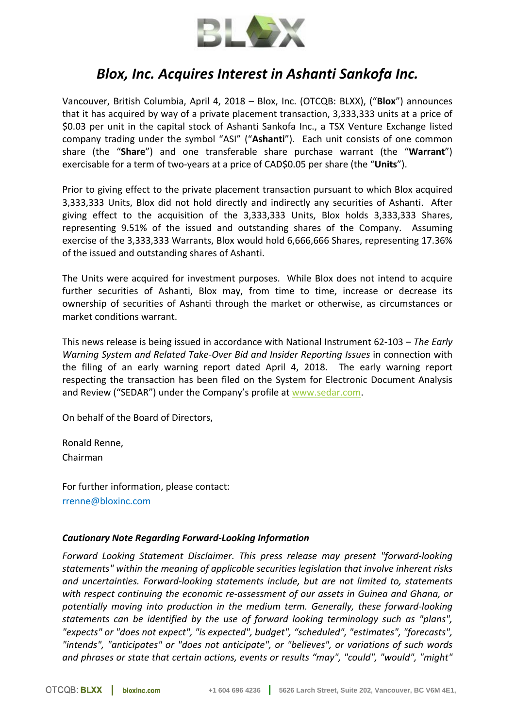# *Blox, Inc. Acquires Interest in Ashanti Sankofa Inc.*

Vancouver, British Columbia, April 4, 2018 – Blox, Inc. (OTCQB: BLXX), ("**Blox**") announces that it has acquired by way of a private placement transaction, 3,333,333 units at a price of $0.03 per unit in the capital stock of Ashanti Sankofa Inc., a TSX Venture Exchange listed company trading under the symbol "ASI" ("**Ashanti**"). Each unit consists of one common share (the "**Share**") and one transferable share purchase warrant (the "**Warrant**") exercisable for a term of two-years at a price of CAD$0.05 per share (the "**Units**").

Prior to giving effect to the private placement transaction pursuant to which Blox acquired 3,333,333 Units, Blox did not hold directly and indirectly any securities of Ashanti. After giving effect to the acquisition of the 3,333,333 Units, Blox holds 3,333,333 Shares, representing 9.51% of the issued and outstanding shares of the Company. Assuming exercise of the 3,333,333 Warrants, Blox would hold 6,666,666 Shares, representing 17.36% of the issued and outstanding shares of Ashanti.

The Units were acquired for investment purposes. While Blox does not intend to acquire further securities of Ashanti, Blox may, from time to time, increase or decrease its ownership of securities of Ashanti through the market or otherwise, as circumstances or market conditions warrant.

This news release is being issued in accordance with National Instrument 62-103 – *The Early Warning System and Related Take-Over Bid and Insider Reporting Issues* in connection with the filing of an early warning report dated April 4, 2018. The early warning report respecting the transaction has been filed on the System for Electronic Document Analysis and Review ("SEDAR") under the Company's profile at www.sedar.com.

On behalf of the Board of Directors,

Ronald Renne,
Chairman

For further information, please contact:
rrenne@bloxinc.com

***Cautionary Note Regarding Forward-Looking Information***

*Forward Looking Statement Disclaimer. This press release may present "forward-looking statements" within the meaning of applicable securities legislation that involve inherent risks and uncertainties. Forward-looking statements include, but are not limited to, statements with respect continuing the economic re-assessment of our assets in Guinea and Ghana, or potentially moving into production in the medium term. Generally, these forward-looking statements can be identified by the use of forward looking terminology such as "plans", "expects" or "does not expect", "is expected", budget", "scheduled", "estimates", "forecasts", "intends", "anticipates" or "does not anticipate", or "believes", or variations of such words and phrases or state that certain actions, events or results "may", "could", "would", "might"*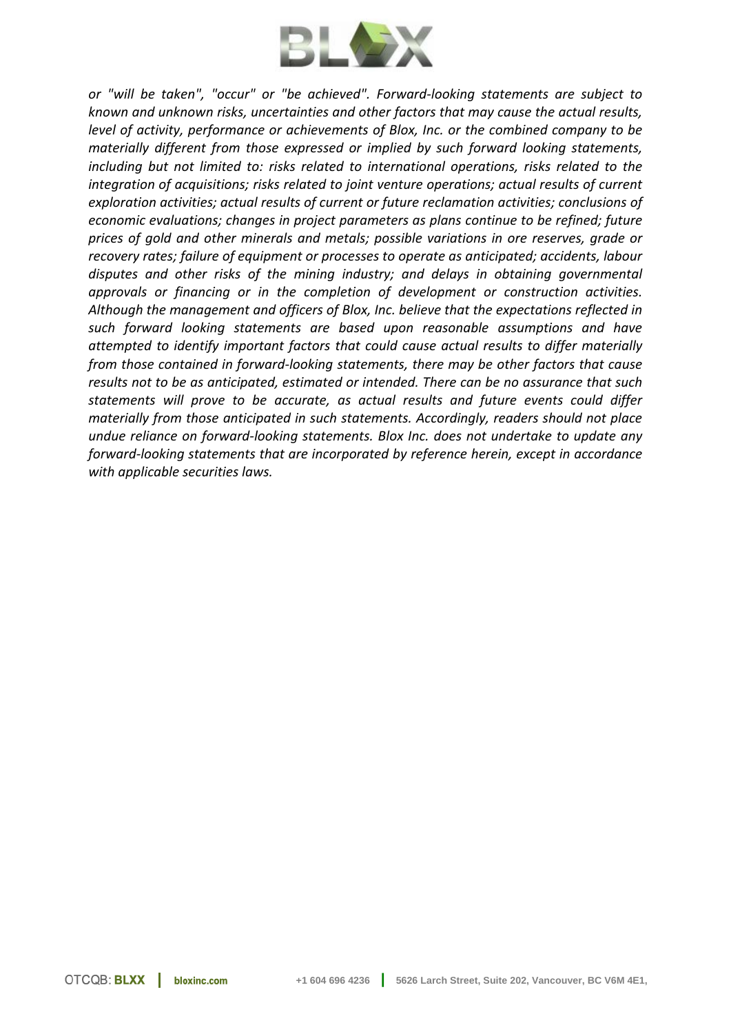*or "will be taken", "occur" or "be achieved". Forward-looking statements are subject to known and unknown risks, uncertainties and other factors that may cause the actual results, level of activity, performance or achievements of Blox, Inc. or the combined company to be materially different from those expressed or implied by such forward looking statements, including but not limited to: risks related to international operations, risks related to the integration of acquisitions; risks related to joint venture operations; actual results of current exploration activities; actual results of current or future reclamation activities; conclusions of economic evaluations; changes in project parameters as plans continue to be refined; future prices of gold and other minerals and metals; possible variations in ore reserves, grade or recovery rates; failure of equipment or processes to operate as anticipated; accidents, labour disputes and other risks of the mining industry; and delays in obtaining governmental approvals or financing or in the completion of development or construction activities. Although the management and officers of Blox, Inc. believe that the expectations reflected in such forward looking statements are based upon reasonable assumptions and have attempted to identify important factors that could cause actual results to differ materially from those contained in forward-looking statements, there may be other factors that cause results not to be as anticipated, estimated or intended. There can be no assurance that such statements will prove to be accurate, as actual results and future events could differ materially from those anticipated in such statements. Accordingly, readers should not place undue reliance on forward-looking statements. Blox Inc. does not undertake to update any forward-looking statements that are incorporated by reference herein, except in accordance with applicable securities laws.*